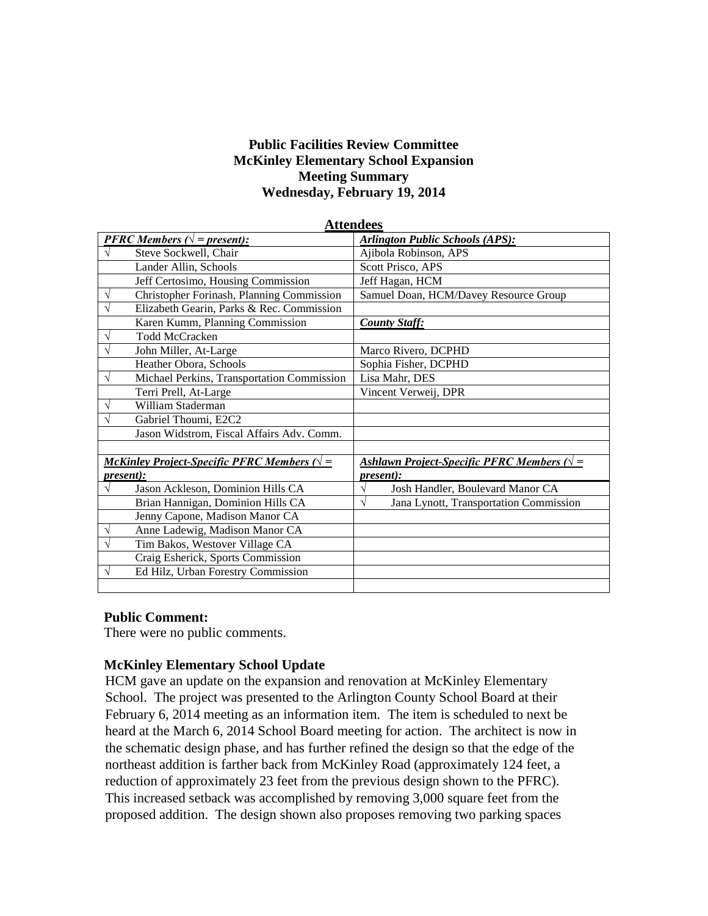**Public Facilities Review Committee**
**McKinley Elementary School Expansion**
**Meeting Summary**
**Wednesday, February 19, 2014**

**Attendees**

| | | |
|---|---|---|
| ***PFRC Members (√ = present):*** | | ***Arlington Public Schools (APS):*** |
| √ | Steve Sockwell, Chair | Ajibola Robinson, APS |
| | Lander Allin, Schools | Scott Prisco, APS |
| | Jeff Certosimo, Housing Commission | Jeff Hagan, HCM |
| √ | Christopher Forinash, Planning Commission | Samuel Doan, HCM/Davey Resource Group |
| √ | Elizabeth Gearin, Parks & Rec. Commission | |
| | Karen Kumm, Planning Commission | ***County Staff:*** |
| √ | Todd McCracken | |
| √ | John Miller, At-Large | Marco Rivero, DCPHD |
| | Heather Obora, Schools | Sophia Fisher, DCPHD |
| √ | Michael Perkins, Transportation Commission | Lisa Mahr, DES |
| | Terri Prell, At-Large | Vincent Verweij, DPR |
| √ | William Staderman | |
| √ | Gabriel Thoumi, E2C2 | |
| | Jason Widstrom, Fiscal Affairs Adv. Comm. | |
| | | |
| ***McKinley Project-Specific PFRC Members (√ = present):*** | | ***Ashlawn Project-Specific PFRC Members (√ = present):*** |
| √ | Jason Ackleson, Dominion Hills CA | √ Josh Handler, Boulevard Manor CA |
| | Brian Hannigan, Dominion Hills CA | √ Jana Lynott, Transportation Commission |
| | Jenny Capone, Madison Manor CA | |
| √ | Anne Ladewig, Madison Manor CA | |
| √ | Tim Bakos, Westover Village CA | |
| | Craig Esherick, Sports Commission | |
| √ | Ed Hilz, Urban Forestry Commission | |
| | | |

**Public Comment:**

There were no public comments.

**McKinley Elementary School Update**

HCM gave an update on the expansion and renovation at McKinley Elementary School. The project was presented to the Arlington County School Board at their February 6, 2014 meeting as an information item. The item is scheduled to next be heard at the March 6, 2014 School Board meeting for action. The architect is now in the schematic design phase, and has further refined the design so that the edge of the northeast addition is farther back from McKinley Road (approximately 124 feet, a reduction of approximately 23 feet from the previous design shown to the PFRC). This increased setback was accomplished by removing 3,000 square feet from the proposed addition. The design shown also proposes removing two parking spaces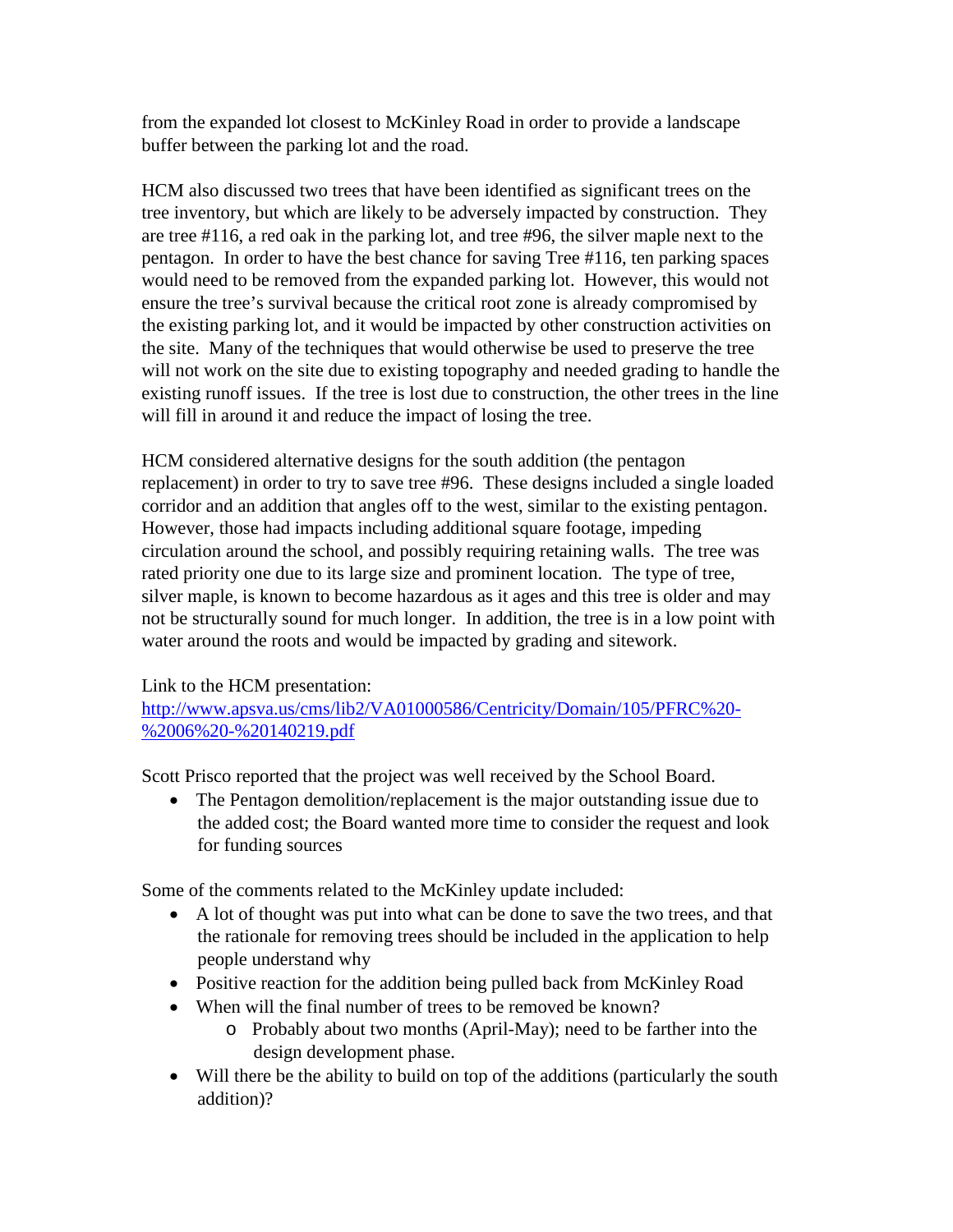from the expanded lot closest to McKinley Road in order to provide a landscape buffer between the parking lot and the road.

HCM also discussed two trees that have been identified as significant trees on the tree inventory, but which are likely to be adversely impacted by construction. They are tree #116, a red oak in the parking lot, and tree #96, the silver maple next to the pentagon. In order to have the best chance for saving Tree #116, ten parking spaces would need to be removed from the expanded parking lot. However, this would not ensure the tree's survival because the critical root zone is already compromised by the existing parking lot, and it would be impacted by other construction activities on the site. Many of the techniques that would otherwise be used to preserve the tree will not work on the site due to existing topography and needed grading to handle the existing runoff issues. If the tree is lost due to construction, the other trees in the line will fill in around it and reduce the impact of losing the tree.

HCM considered alternative designs for the south addition (the pentagon replacement) in order to try to save tree #96. These designs included a single loaded corridor and an addition that angles off to the west, similar to the existing pentagon. However, those had impacts including additional square footage, impeding circulation around the school, and possibly requiring retaining walls. The tree was rated priority one due to its large size and prominent location. The type of tree, silver maple, is known to become hazardous as it ages and this tree is older and may not be structurally sound for much longer. In addition, the tree is in a low point with water around the roots and would be impacted by grading and sitework.

Link to the HCM presentation:
[http://www.apsva.us/cms/lib2/VA01000586/Centricity/Domain/105/PFRC%20-%2006%20-%20140219.pdf](http://www.apsva.us/cms/lib2/VA01000586/Centricity/Domain/105/PFRC%20-%2006%20-%20140219.pdf)

Scott Prisco reported that the project was well received by the School Board.

- The Pentagon demolition/replacement is the major outstanding issue due to the added cost; the Board wanted more time to consider the request and look for funding sources

Some of the comments related to the McKinley update included:

- A lot of thought was put into what can be done to save the two trees, and that the rationale for removing trees should be included in the application to help people understand why
- Positive reaction for the addition being pulled back from McKinley Road
- When will the final number of trees to be removed be known?
  - Probably about two months (April-May); need to be farther into the design development phase.
- Will there be the ability to build on top of the additions (particularly the south addition)?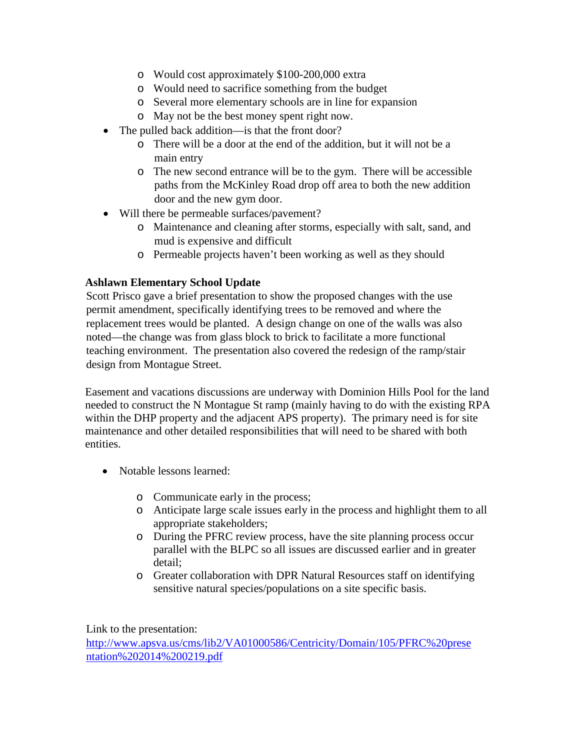- Would cost approximately $100-200,000 extra
    - Would need to sacrifice something from the budget
    - Several more elementary schools are in line for expansion
    - May not be the best money spent right now.
- The pulled back addition—is that the front door?
    - There will be a door at the end of the addition, but it will not be a main entry
    - The new second entrance will be to the gym. There will be accessible paths from the McKinley Road drop off area to both the new addition door and the new gym door.
- Will there be permeable surfaces/pavement?
    - Maintenance and cleaning after storms, especially with salt, sand, and mud is expensive and difficult
    - Permeable projects haven't been working as well as they should

**Ashlawn Elementary School Update**

Scott Prisco gave a brief presentation to show the proposed changes with the use permit amendment, specifically identifying trees to be removed and where the replacement trees would be planted. A design change on one of the walls was also noted—the change was from glass block to brick to facilitate a more functional teaching environment. The presentation also covered the redesign of the ramp/stair design from Montague Street.

Easement and vacations discussions are underway with Dominion Hills Pool for the land needed to construct the N Montague St ramp (mainly having to do with the existing RPA within the DHP property and the adjacent APS property). The primary need is for site maintenance and other detailed responsibilities that will need to be shared with both entities.

- Notable lessons learned:
    - Communicate early in the process;
    - Anticipate large scale issues early in the process and highlight them to all appropriate stakeholders;
    - During the PFRC review process, have the site planning process occur parallel with the BLPC so all issues are discussed earlier and in greater detail;
    - Greater collaboration with DPR Natural Resources staff on identifying sensitive natural species/populations on a site specific basis.

Link to the presentation:
[http://www.apsva.us/cms/lib2/VA01000586/Centricity/Domain/105/PFRC%20presentation%202014%200219.pdf](http://www.apsva.us/cms/lib2/VA01000586/Centricity/Domain/105/PFRC%20presentation%202014%200219.pdf)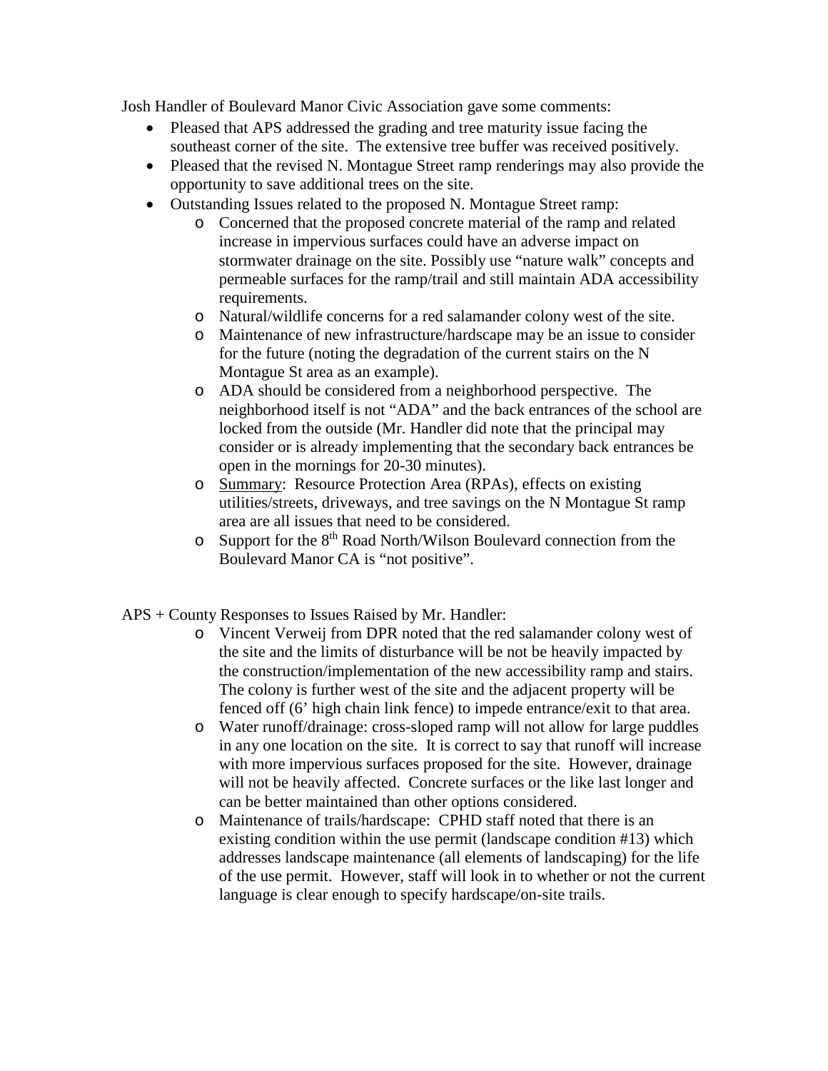Josh Handler of Boulevard Manor Civic Association gave some comments:

- Pleased that APS addressed the grading and tree maturity issue facing the southeast corner of the site. The extensive tree buffer was received positively.
- Pleased that the revised N. Montague Street ramp renderings may also provide the opportunity to save additional trees on the site.
- Outstanding Issues related to the proposed N. Montague Street ramp:
  - Concerned that the proposed concrete material of the ramp and related increase in impervious surfaces could have an adverse impact on stormwater drainage on the site. Possibly use "nature walk" concepts and permeable surfaces for the ramp/trail and still maintain ADA accessibility requirements.
  - Natural/wildlife concerns for a red salamander colony west of the site.
  - Maintenance of new infrastructure/hardscape may be an issue to consider for the future (noting the degradation of the current stairs on the N Montague St area as an example).
  - ADA should be considered from a neighborhood perspective. The neighborhood itself is not "ADA" and the back entrances of the school are locked from the outside (Mr. Handler did note that the principal may consider or is already implementing that the secondary back entrances be open in the mornings for 20-30 minutes).
  - <u>Summary</u>: Resource Protection Area (RPAs), effects on existing utilities/streets, driveways, and tree savings on the N Montague St ramp area are all issues that need to be considered.
  - Support for the 8th Road North/Wilson Boulevard connection from the Boulevard Manor CA is "not positive".

APS + County Responses to Issues Raised by Mr. Handler:

- Vincent Verweij from DPR noted that the red salamander colony west of the site and the limits of disturbance will be not be heavily impacted by the construction/implementation of the new accessibility ramp and stairs. The colony is further west of the site and the adjacent property will be fenced off (6' high chain link fence) to impede entrance/exit to that area.
- Water runoff/drainage: cross-sloped ramp will not allow for large puddles in any one location on the site. It is correct to say that runoff will increase with more impervious surfaces proposed for the site. However, drainage will not be heavily affected. Concrete surfaces or the like last longer and can be better maintained than other options considered.
- Maintenance of trails/hardscape: CPHD staff noted that there is an existing condition within the use permit (landscape condition #13) which addresses landscape maintenance (all elements of landscaping) for the life of the use permit. However, staff will look in to whether or not the current language is clear enough to specify hardscape/on-site trails.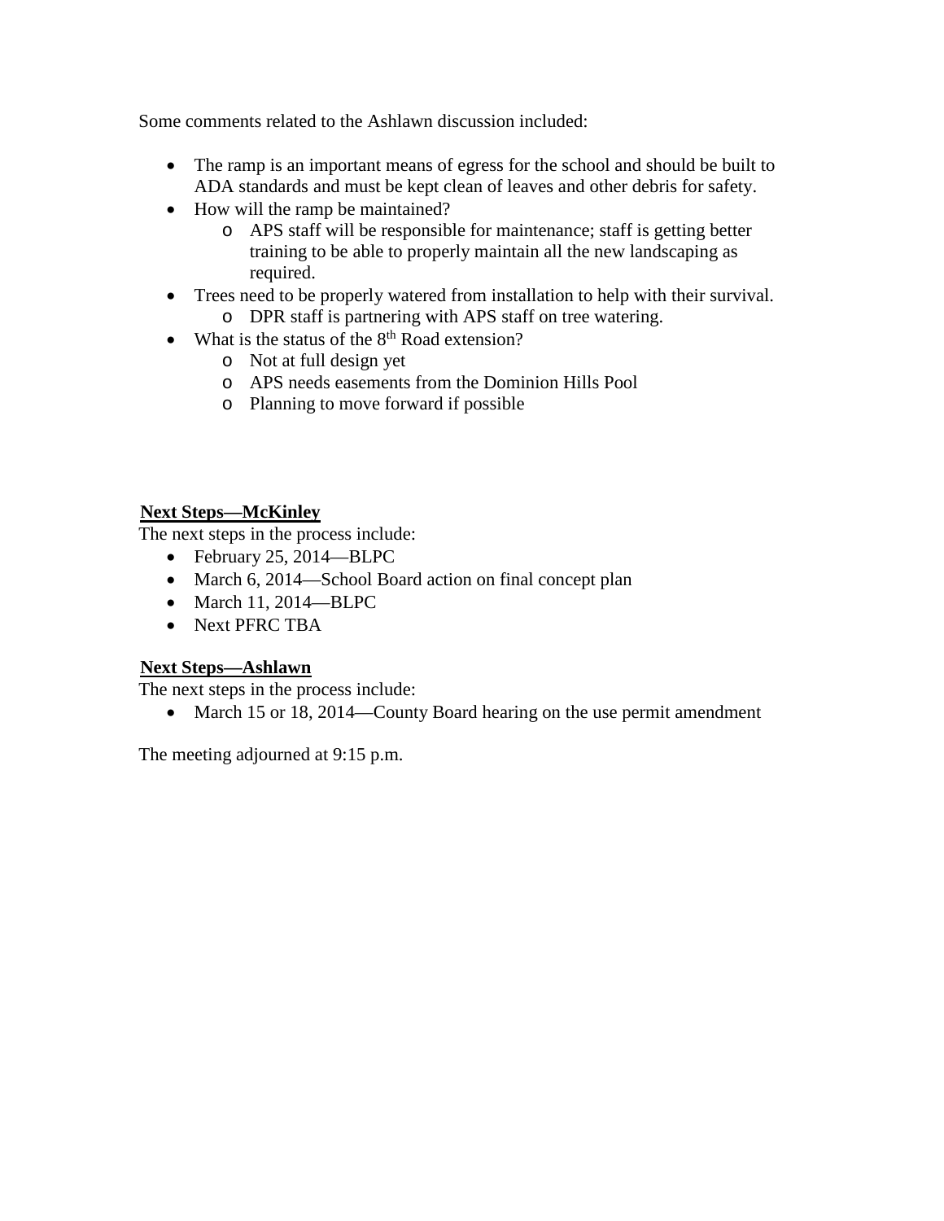Some comments related to the Ashlawn discussion included:

- The ramp is an important means of egress for the school and should be built to ADA standards and must be kept clean of leaves and other debris for safety.
- How will the ramp be maintained?
    - APS staff will be responsible for maintenance; staff is getting better training to be able to properly maintain all the new landscaping as required.
- Trees need to be properly watered from installation to help with their survival.
    - DPR staff is partnering with APS staff on tree watering.
- What is the status of the 8th Road extension?
    - Not at full design yet
    - APS needs easements from the Dominion Hills Pool
    - Planning to move forward if possible

**<u>Next Steps—McKinley</u>**

The next steps in the process include:

- February 25, 2014—BLPC
- March 6, 2014—School Board action on final concept plan
- March 11, 2014—BLPC
- Next PFRC TBA

**<u>Next Steps—Ashlawn</u>**

The next steps in the process include:

- March 15 or 18, 2014—County Board hearing on the use permit amendment

The meeting adjourned at 9:15 p.m.